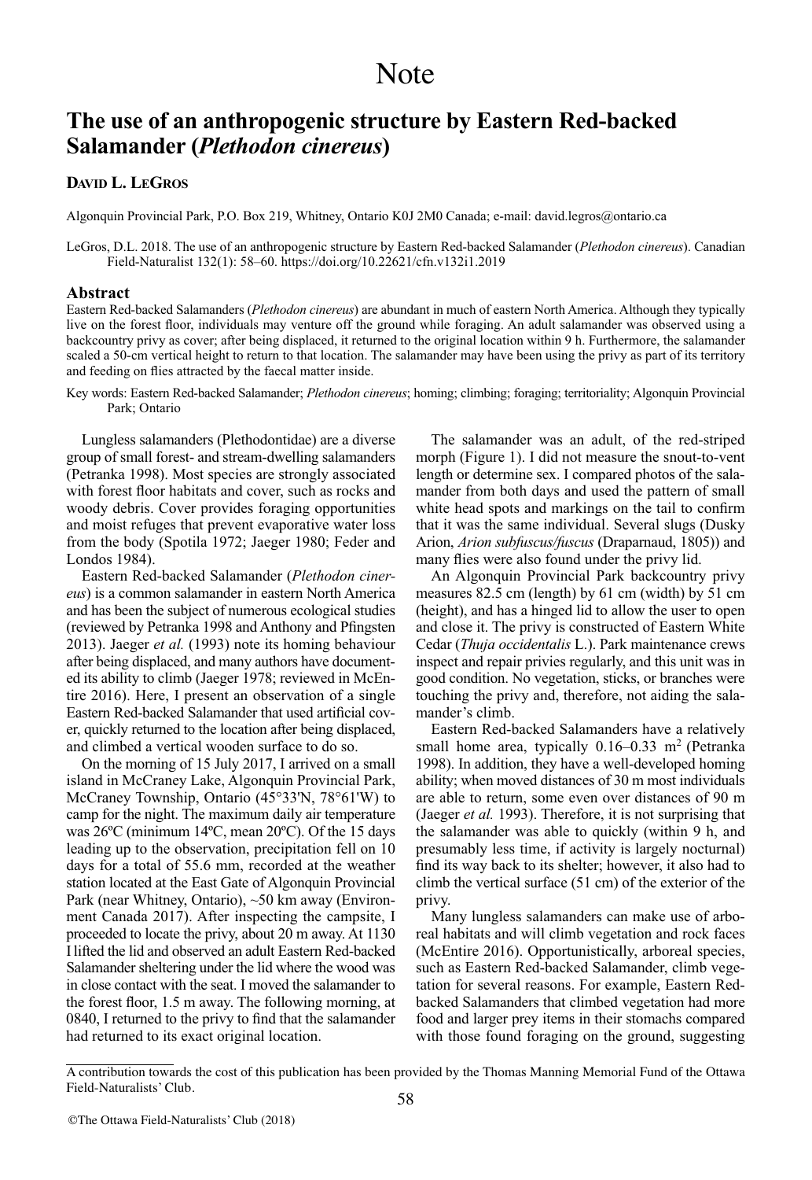# Note

## The use of an anthropogenic structure by Eastern Red-backed Salamander (*Plethodon cinereus*)

**David L. LeGros**

Algonquin Provincial Park, P.O. Box 219, Whitney, Ontario K0J 2M0 Canada; e-mail: david.legros@ontario.ca

LeGros, D.L. 2018. The use of an anthropogenic structure by Eastern Red-backed Salamander (*Plethodon cinereus*). Canadian Field-Naturalist 132(1): 58–60. https://doi.org/10.22621/cfn.v132i1.2019

### Abstract

Eastern Red-backed Salamanders (*Plethodon cinereus*) are abundant in much of eastern North America. Although they typically live on the forest floor, individuals may venture off the ground while foraging. An adult salamander was observed using a backcountry privy as cover; after being displaced, it returned to the original location within 9 h. Furthermore, the salamander scaled a 50-cm vertical height to return to that location. The salamander may have been using the privy as part of its territory and feeding on flies attracted by the faecal matter inside.

Key words: Eastern Red-backed Salamander; *Plethodon cinereus*; homing; climbing; foraging; territoriality; Algonquin Provincial Park; Ontario

Lungless salamanders (Plethodontidae) are a diverse group of small forest- and stream-dwelling salamanders (Petranka 1998). Most species are strongly associated with forest floor habitats and cover, such as rocks and woody debris. Cover provides foraging opportunities and moist refuges that prevent evaporative water loss from the body (Spotila 1972; Jaeger 1980; Feder and Londos 1984).

Eastern Red-backed Salamander (*Plethodon cinereus*) is a common salamander in eastern North America and has been the subject of numerous ecological studies (reviewed by Petranka 1998 and Anthony and Pfingsten 2013). Jaeger *et al.* (1993) note its homing behaviour after being displaced, and many authors have documented its ability to climb (Jaeger 1978; reviewed in McEntire 2016). Here, I present an observation of a single Eastern Red-backed Salamander that used artificial cover, quickly returned to the location after being displaced, and climbed a vertical wooden surface to do so.

On the morning of 15 July 2017, I arrived on a small island in McCraney Lake, Algonquin Provincial Park, McCraney Township, Ontario (45°33'N, 78°61'W) to camp for the night. The maximum daily air temperature was 26ºC (minimum 14ºC, mean 20ºC). Of the 15 days leading up to the observation, precipitation fell on 10 days for a total of 55.6 mm, recorded at the weather station located at the East Gate of Algonquin Provincial Park (near Whitney, Ontario), ~50 km away (Environment Canada 2017). After inspecting the campsite, I proceeded to locate the privy, about 20 m away. At 1130 I lifted the lid and observed an adult Eastern Red-backed Salamander sheltering under the lid where the wood was in close contact with the seat. I moved the salamander to the forest floor, 1.5 m away. The following morning, at 0840, I returned to the privy to find that the salamander had returned to its exact original location.

The salamander was an adult, of the red-striped morph (Figure 1). I did not measure the snout-to-vent length or determine sex. I compared photos of the salamander from both days and used the pattern of small white head spots and markings on the tail to confirm that it was the same individual. Several slugs (Dusky Arion, *Arion subfuscus/fuscus* (Draparnaud, 1805)) and many flies were also found under the privy lid.

An Algonquin Provincial Park backcountry privy measures 82.5 cm (length) by 61 cm (width) by 51 cm (height), and has a hinged lid to allow the user to open and close it. The privy is constructed of Eastern White Cedar (*Thuja occidentalis* L.). Park maintenance crews inspect and repair privies regularly, and this unit was in good condition. No vegetation, sticks, or branches were touching the privy and, therefore, not aiding the salamander's climb.

Eastern Red-backed Salamanders have a relatively small home area, typically 0.16–0.33 $m^2$ (Petranka 1998). In addition, they have a well-developed homing ability; when moved distances of 30 m most individuals are able to return, some even over distances of 90 m (Jaeger *et al.* 1993). Therefore, it is not surprising that the salamander was able to quickly (within 9 h, and presumably less time, if activity is largely nocturnal) find its way back to its shelter; however, it also had to climb the vertical surface (51 cm) of the exterior of the privy.

Many lungless salamanders can make use of arboreal habitats and will climb vegetation and rock faces (McEntire 2016). Opportunistically, arboreal species, such as Eastern Red-backed Salamander, climb vegetation for several reasons. For example, Eastern Red-backed Salamanders that climbed vegetation had more food and larger prey items in their stomachs compared with those found foraging on the ground, suggesting

A contribution towards the cost of this publication has been provided by the Thomas Manning Memorial Fund of the Ottawa Field-Naturalists' Club.

©The Ottawa Field-Naturalists' Club (2018)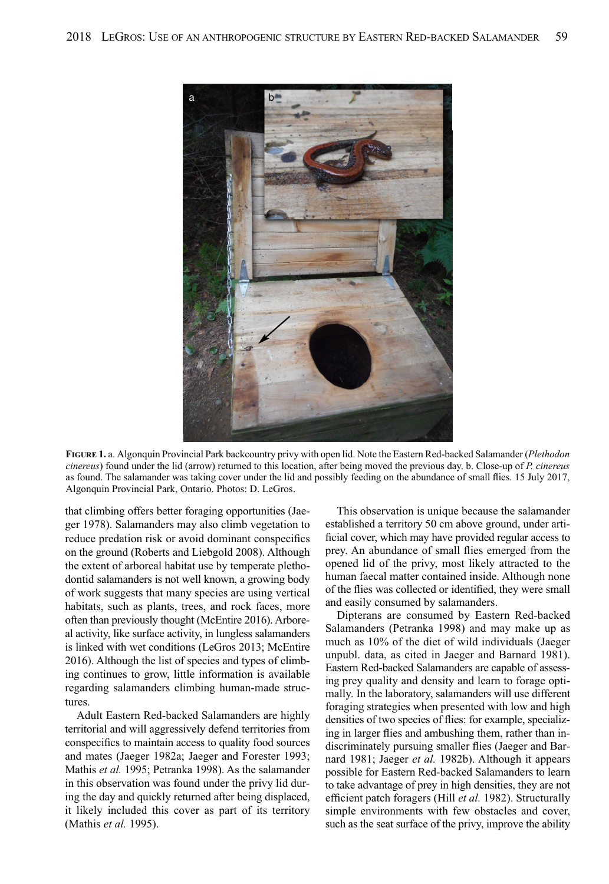**Figure 1.** a. Algonquin Provincial Park backcountry privy with open lid. Note the Eastern Red-backed Salamander (*Plethodon cinereus*) found under the lid (arrow) returned to this location, after being moved the previous day. b. Close-up of *P. cinereus* as found. The salamander was taking cover under the lid and possibly feeding on the abundance of small flies. 15 July 2017, Algonquin Provincial Park, Ontario. Photos: D. LeGros.

that climbing offers better foraging opportunities (Jaeger 1978). Salamanders may also climb vegetation to reduce predation risk or avoid dominant conspecifics on the ground (Roberts and Liebgold 2008). Although the extent of arboreal habitat use by temperate plethodontid salamanders is not well known, a growing body of work suggests that many species are using vertical habitats, such as plants, trees, and rock faces, more often than previously thought (McEntire 2016). Arboreal activity, like surface activity, in lungless salamanders is linked with wet conditions (LeGros 2013; McEntire 2016). Although the list of species and types of climbing continues to grow, little information is available regarding salamanders climbing human-made structures.

Adult Eastern Red-backed Salamanders are highly territorial and will aggressively defend territories from conspecifics to maintain access to quality food sources and mates (Jaeger 1982a; Jaeger and Forester 1993; Mathis *et al.* 1995; Petranka 1998). As the salamander in this observation was found under the privy lid during the day and quickly returned after being displaced, it likely included this cover as part of its territory (Mathis *et al.* 1995).

This observation is unique because the salamander established a territory 50 cm above ground, under artificial cover, which may have provided regular access to prey. An abundance of small flies emerged from the opened lid of the privy, most likely attracted to the human faecal matter contained inside. Although none of the flies was collected or identified, they were small and easily consumed by salamanders.

Dipterans are consumed by Eastern Red-backed Salamanders (Petranka 1998) and may make up as much as 10% of the diet of wild individuals (Jaeger unpubl. data, as cited in Jaeger and Barnard 1981). Eastern Red-backed Salamanders are capable of assessing prey quality and density and learn to forage optimally. In the laboratory, salamanders will use different foraging strategies when presented with low and high densities of two species of flies: for example, specializing in larger flies and ambushing them, rather than indiscriminately pursuing smaller flies (Jaeger and Barnard 1981; Jaeger *et al.* 1982b). Although it appears possible for Eastern Red-backed Salamanders to learn to take advantage of prey in high densities, they are not efficient patch foragers (Hill *et al.* 1982). Structurally simple environments with few obstacles and cover, such as the seat surface of the privy, improve the ability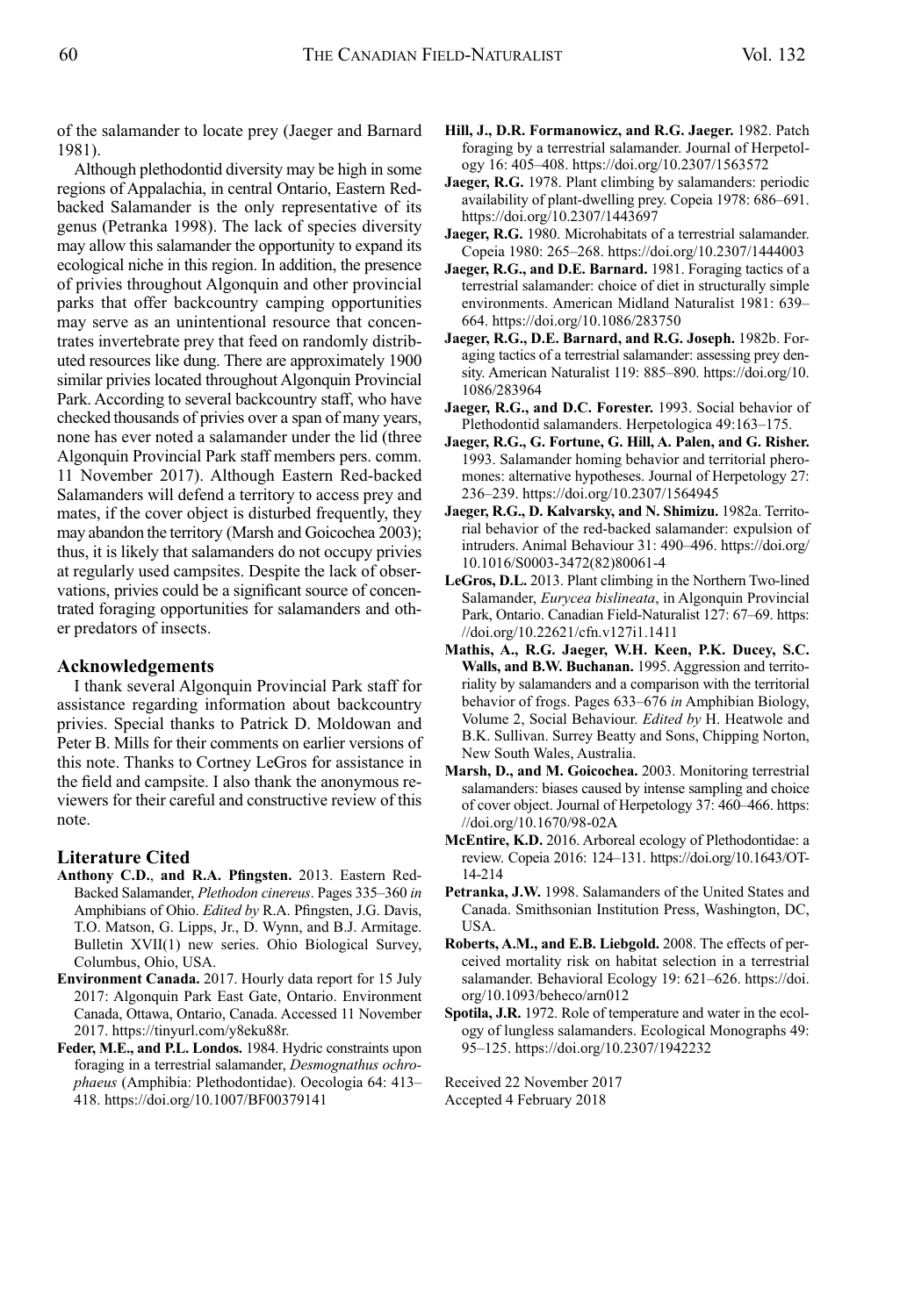of the salamander to locate prey (Jaeger and Barnard 1981).

Although plethodontid diversity may be high in some regions of Appalachia, in central Ontario, Eastern Red-backed Salamander is the only representative of its genus (Petranka 1998). The lack of species diversity may allow this salamander the opportunity to expand its ecological niche in this region. In addition, the presence of privies throughout Algonquin and other provincial parks that offer backcountry camping opportunities may serve as an unintentional resource that concentrates invertebrate prey that feed on randomly distributed resources like dung. There are approximately 1900 similar privies located throughout Algonquin Provincial Park. According to several backcountry staff, who have checked thousands of privies over a span of many years, none has ever noted a salamander under the lid (three Algonquin Provincial Park staff members pers. comm. 11 November 2017). Although Eastern Red-backed Salamanders will defend a territory to access prey and mates, if the cover object is disturbed frequently, they may abandon the territory (Marsh and Goicochea 2003); thus, it is likely that salamanders do not occupy privies at regularly used campsites. Despite the lack of observations, privies could be a significant source of concentrated foraging opportunities for salamanders and other predators of insects.

## Acknowledgements

I thank several Algonquin Provincial Park staff for assistance regarding information about backcountry privies. Special thanks to Patrick D. Moldowan and Peter B. Mills for their comments on earlier versions of this note. Thanks to Cortney LeGros for assistance in the field and campsite. I also thank the anonymous reviewers for their careful and constructive review of this note.

## Literature Cited

**Anthony C.D., and R.A. Pfingsten.** 2013. Eastern Red-Backed Salamander, *Plethodon cinereus*. Pages 335–360 *in* Amphibians of Ohio. *Edited by* R.A. Pfingsten, J.G. Davis, T.O. Matson, G. Lipps, Jr., D. Wynn, and B.J. Armitage. Bulletin XVII(1) new series. Ohio Biological Survey, Columbus, Ohio, USA.

**Environment Canada.** 2017. Hourly data report for 15 July 2017: Algonquin Park East Gate, Ontario. Environment Canada, Ottawa, Ontario, Canada. Accessed 11 November 2017. https://tinyurl.com/y8eku88r.

**Feder, M.E., and P.L. Londos.** 1984. Hydric constraints upon foraging in a terrestrial salamander, *Desmognathus ochrophaeus* (Amphibia: Plethodontidae). Oecologia 64: 413–418. https://doi.org/10.1007/BF00379141

**Hill, J., D.R. Formanowicz, and R.G. Jaeger.** 1982. Patch foraging by a terrestrial salamander. Journal of Herpetology 16: 405–408. https://doi.org/10.2307/1563572

**Jaeger, R.G.** 1978. Plant climbing by salamanders: periodic availability of plant-dwelling prey. Copeia 1978: 686–691. https://doi.org/10.2307/1443697

**Jaeger, R.G.** 1980. Microhabitats of a terrestrial salamander. Copeia 1980: 265–268. https://doi.org/10.2307/1444003

**Jaeger, R.G., and D.E. Barnard.** 1981. Foraging tactics of a terrestrial salamander: choice of diet in structurally simple environments. American Midland Naturalist 1981: 639–664. https://doi.org/10.1086/283750

**Jaeger, R.G., D.E. Barnard, and R.G. Joseph.** 1982b. Foraging tactics of a terrestrial salamander: assessing prey density. American Naturalist 119: 885–890. https://doi.org/10.1086/283964

**Jaeger, R.G., and D.C. Forester.** 1993. Social behavior of Plethodontid salamanders. Herpetologica 49:163–175.

**Jaeger, R.G., G. Fortune, G. Hill, A. Palen, and G. Risher.** 1993. Salamander homing behavior and territorial pheromones: alternative hypotheses. Journal of Herpetology 27: 236–239. https://doi.org/10.2307/1564945

**Jaeger, R.G., D. Kalvarsky, and N. Shimizu.** 1982a. Territorial behavior of the red-backed salamander: expulsion of intruders. Animal Behaviour 31: 490–496. https://doi.org/10.1016/S0003-3472(82)80061-4

**LeGros, D.L.** 2013. Plant climbing in the Northern Two-lined Salamander, *Eurycea bislineata*, in Algonquin Provincial Park, Ontario. Canadian Field-Naturalist 127: 67–69. https://doi.org/10.22621/cfn.v127i1.1411

**Mathis, A., R.G. Jaeger, W.H. Keen, P.K. Ducey, S.C. Walls, and B.W. Buchanan.** 1995. Aggression and territoriality by salamanders and a comparison with the territorial behavior of frogs. Pages 633–676 *in* Amphibian Biology, Volume 2, Social Behaviour. *Edited by* H. Heatwole and B.K. Sullivan. Surrey Beatty and Sons, Chipping Norton, New South Wales, Australia.

**Marsh, D., and M. Goicochea.** 2003. Monitoring terrestrial salamanders: biases caused by intense sampling and choice of cover object. Journal of Herpetology 37: 460–466. https://doi.org/10.1670/98-02A

**McEntire, K.D.** 2016. Arboreal ecology of Plethodontidae: a review. Copeia 2016: 124–131. https://doi.org/10.1643/OT-14-214

**Petranka, J.W.** 1998. Salamanders of the United States and Canada. Smithsonian Institution Press, Washington, DC, USA.

**Roberts, A.M., and E.B. Liebgold.** 2008. The effects of perceived mortality risk on habitat selection in a terrestrial salamander. Behavioral Ecology 19: 621–626. https://doi.org/10.1093/beheco/arn012

**Spotila, J.R.** 1972. Role of temperature and water in the ecology of lungless salamanders. Ecological Monographs 49: 95–125. https://doi.org/10.2307/1942232

Received 22 November 2017
Accepted 4 February 2018